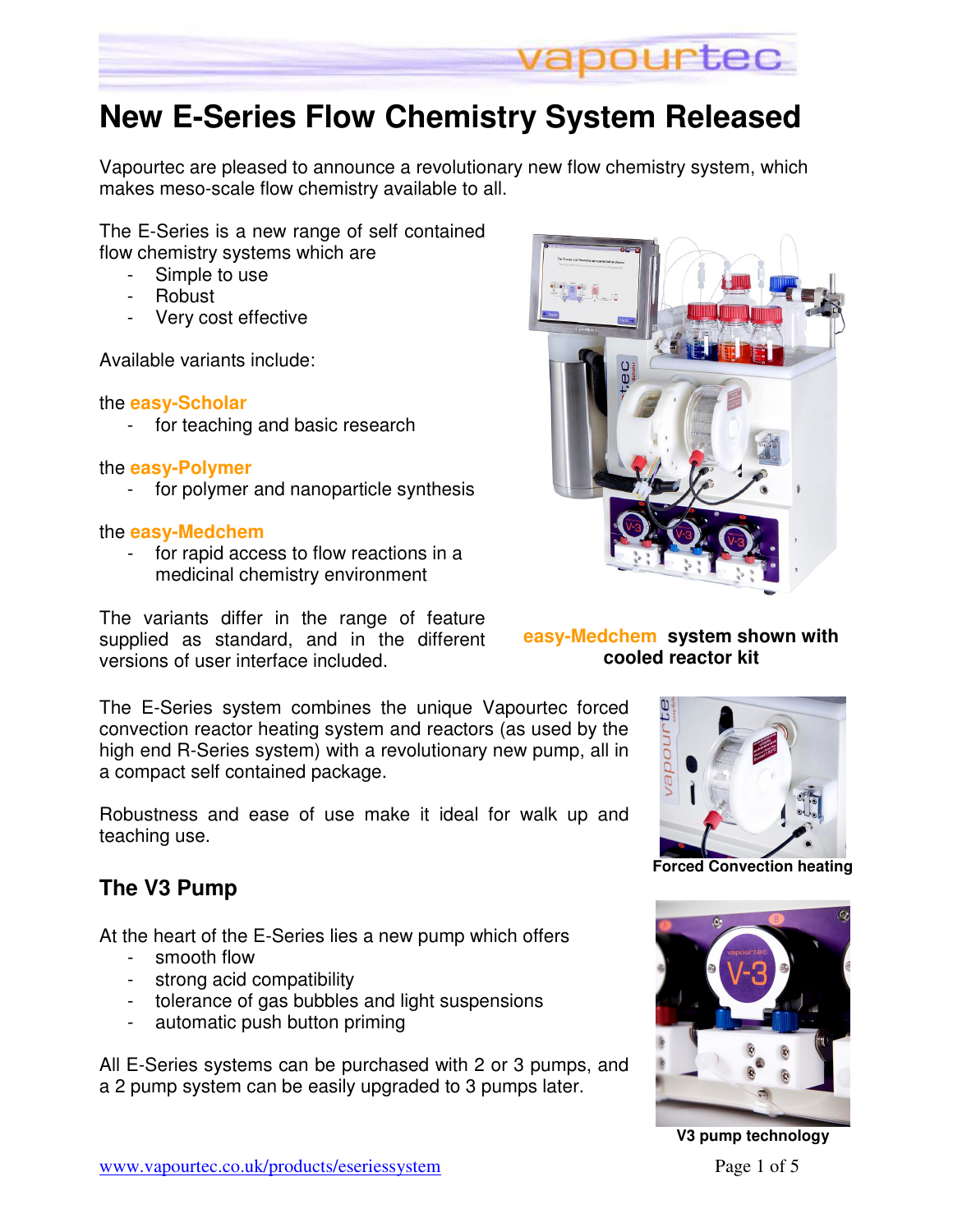# New E-Series Flow Chemistry System Released

Vapourtec are pleased to announce a revolutionary new flow chemistry system, which makes meso-scale flow chemistry available to all.

The E-Series is a new range of self contained flow chemistry systems which are

- Simple to use
- Robust
- Very cost effective

Available variants include:

the **easy-Scholar**

- for teaching and basic research

the **easy-Polymer**

- for polymer and nanoparticle synthesis

the **easy-Medchem**

- for rapid access to flow reactions in a medicinal chemistry environment

The variants differ in the range of feature supplied as standard, and in the different versions of user interface included.

**easy-Medchem system shown with cooled reactor kit**

The E-Series system combines the unique Vapourtec forced convection reactor heating system and reactors (as used by the high end R-Series system) with a revolutionary new pump, all in a compact self contained package.

Robustness and ease of use make it ideal for walk up and teaching use.

**Forced Convection heating**

## The V3 Pump

At the heart of the E-Series lies a new pump which offers

- smooth flow
- strong acid compatibility
- tolerance of gas bubbles and light suspensions
- automatic push button priming

All E-Series systems can be purchased with 2 or 3 pumps, and a 2 pump system can be easily upgraded to 3 pumps later.

**V3 pump technology**

www.vapourtec.co.uk/products/eseriessystem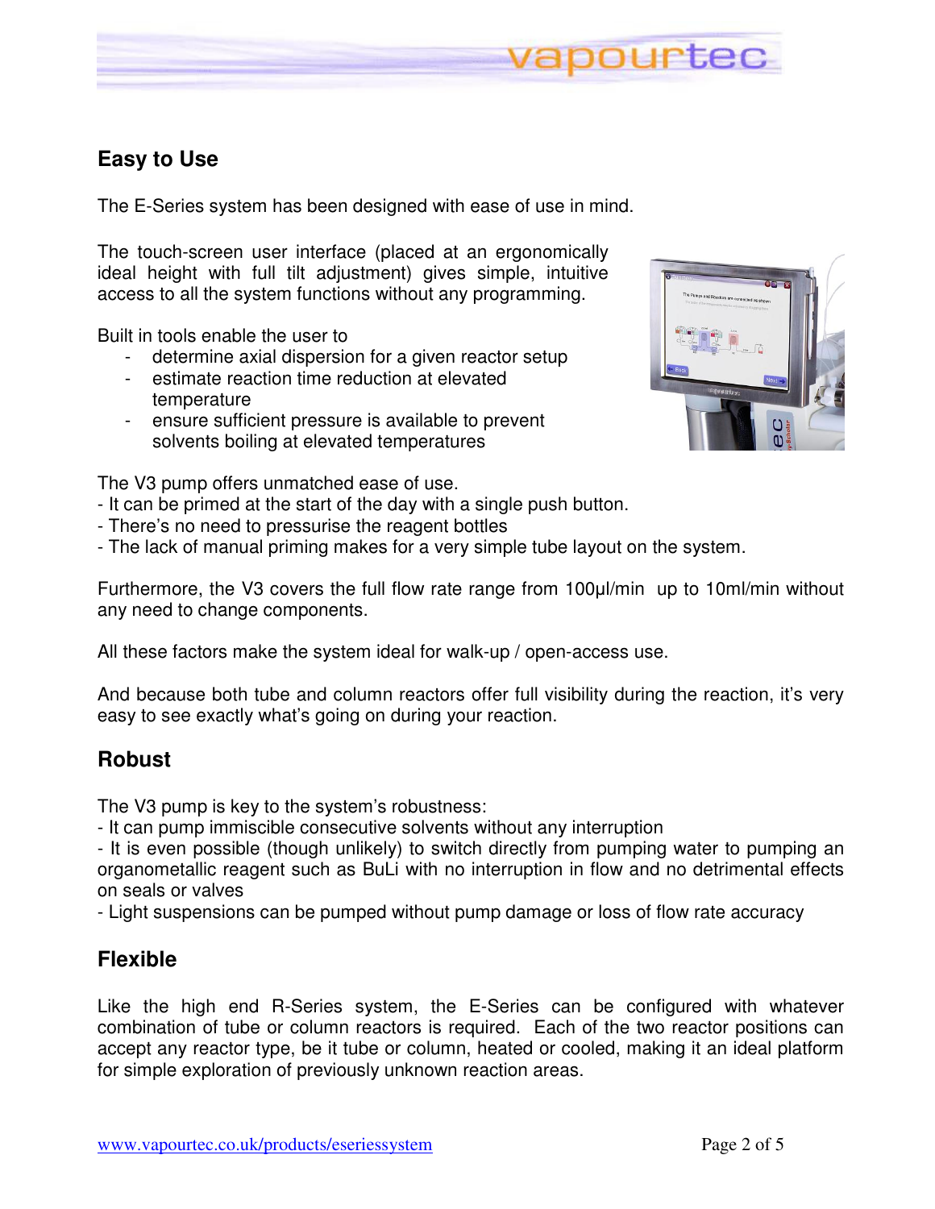## Easy to Use

The E-Series system has been designed with ease of use in mind.

The touch-screen user interface (placed at an ergonomically ideal height with full tilt adjustment) gives simple, intuitive access to all the system functions without any programming.

Built in tools enable the user to

- determine axial dispersion for a given reactor setup
- estimate reaction time reduction at elevated temperature
- ensure sufficient pressure is available to prevent solvents boiling at elevated temperatures

The V3 pump offers unmatched ease of use.
- It can be primed at the start of the day with a single push button.
- There's no need to pressurise the reagent bottles
- The lack of manual priming makes for a very simple tube layout on the system.

Furthermore, the V3 covers the full flow rate range from 100µl/min up to 10ml/min without any need to change components.

All these factors make the system ideal for walk-up / open-access use.

And because both tube and column reactors offer full visibility during the reaction, it's very easy to see exactly what's going on during your reaction.

## Robust

The V3 pump is key to the system's robustness:
- It can pump immiscible consecutive solvents without any interruption
- It is even possible (though unlikely) to switch directly from pumping water to pumping an organometallic reagent such as BuLi with no interruption in flow and no detrimental effects on seals or valves
- Light suspensions can be pumped without pump damage or loss of flow rate accuracy

## Flexible

Like the high end R-Series system, the E-Series can be configured with whatever combination of tube or column reactors is required. Each of the two reactor positions can accept any reactor type, be it tube or column, heated or cooled, making it an ideal platform for simple exploration of previously unknown reaction areas.

www.vapourtec.co.uk/products/eseriessystem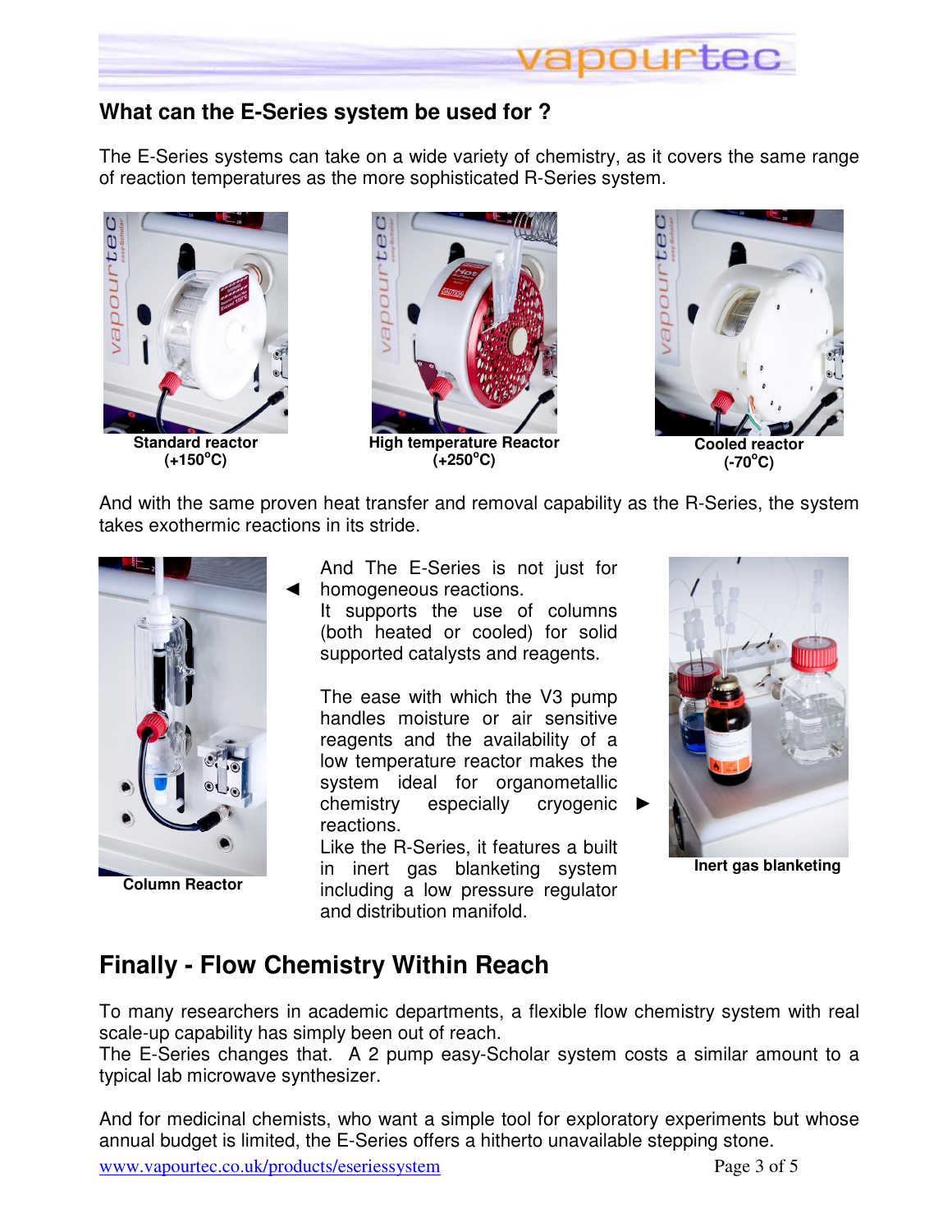## What can the E-Series system be used for ?

The E-Series systems can take on a wide variety of chemistry, as it covers the same range of reaction temperatures as the more sophisticated R-Series system.

**Standard reactor (+150°C)**

**High temperature Reactor (+250°C)**

**Cooled reactor (-70°C)**

And with the same proven heat transfer and removal capability as the R-Series, the system takes exothermic reactions in its stride.

◄ And The E-Series is not just for homogeneous reactions. It supports the use of columns (both heated or cooled) for solid supported catalysts and reagents.

The ease with which the V3 pump handles moisture or air sensitive reagents and the availability of a low temperature reactor makes the system ideal for organometallic chemistry especially cryogenic reactions. ►

Like the R-Series, it features a built in inert gas blanketing system including a low pressure regulator and distribution manifold.

**Column Reactor**

**Inert gas blanketing**

## Finally - Flow Chemistry Within Reach

To many researchers in academic departments, a flexible flow chemistry system with real scale-up capability has simply been out of reach.
The E-Series changes that. A 2 pump easy-Scholar system costs a similar amount to a typical lab microwave synthesizer.

And for medicinal chemists, who want a simple tool for exploratory experiments but whose annual budget is limited, the E-Series offers a hitherto unavailable stepping stone.

www.vapourtec.co.uk/products/eseriessystem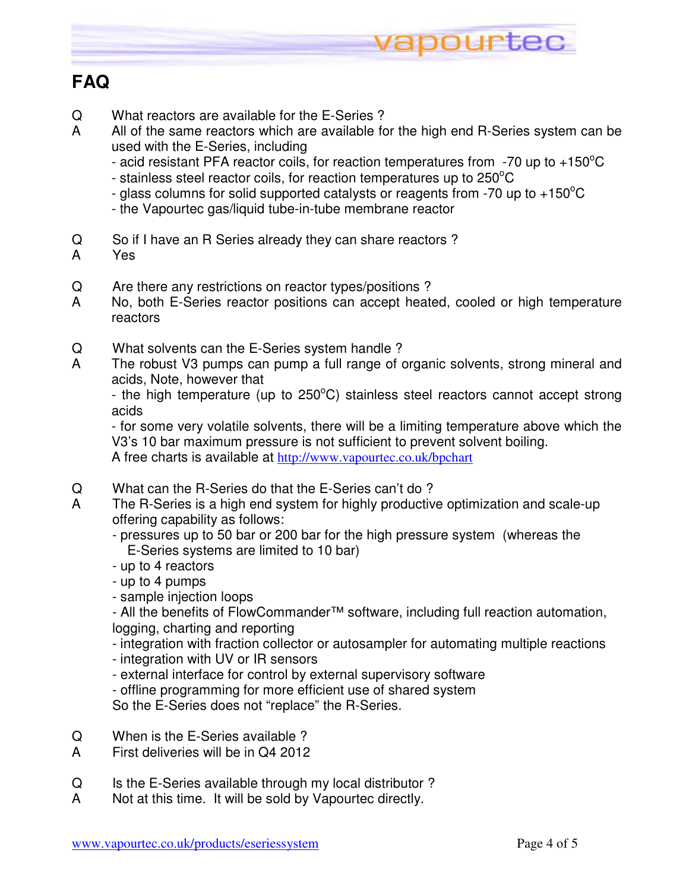# FAQ

Q What reactors are available for the E-Series ?

A All of the same reactors which are available for the high end R-Series system can be used with the E-Series, including

- acid resistant PFA reactor coils, for reaction temperatures from -70 up to +150$^{o}$C
- stainless steel reactor coils, for reaction temperatures up to 250$^{o}$C
- glass columns for solid supported catalysts or reagents from -70 up to +150$^{o}$C
- the Vapourtec gas/liquid tube-in-tube membrane reactor

Q So if I have an R Series already they can share reactors ?

A Yes

Q Are there any restrictions on reactor types/positions ?

A No, both E-Series reactor positions can accept heated, cooled or high temperature reactors

Q What solvents can the E-Series system handle ?

A The robust V3 pumps can pump a full range of organic solvents, strong mineral and acids, Note, however that

- the high temperature (up to 250$^{o}$C) stainless steel reactors cannot accept strong acids
- for some very volatile solvents, there will be a limiting temperature above which the V3's 10 bar maximum pressure is not sufficient to prevent solvent boiling.

A free charts is available at http://www.vapourtec.co.uk/bpchart

Q What can the R-Series do that the E-Series can't do ?

A The R-Series is a high end system for highly productive optimization and scale-up offering capability as follows:

- pressures up to 50 bar or 200 bar for the high pressure system (whereas the E-Series systems are limited to 10 bar)
- up to 4 reactors
- up to 4 pumps
- sample injection loops
- All the benefits of FlowCommander™ software, including full reaction automation, logging, charting and reporting
- integration with fraction collector or autosampler for automating multiple reactions
- integration with UV or IR sensors
- external interface for control by external supervisory software
- offline programming for more efficient use of shared system

So the E-Series does not "replace" the R-Series.

Q When is the E-Series available ?

A First deliveries will be in Q4 2012

Q Is the E-Series available through my local distributor ?

A Not at this time. It will be sold by Vapourtec directly.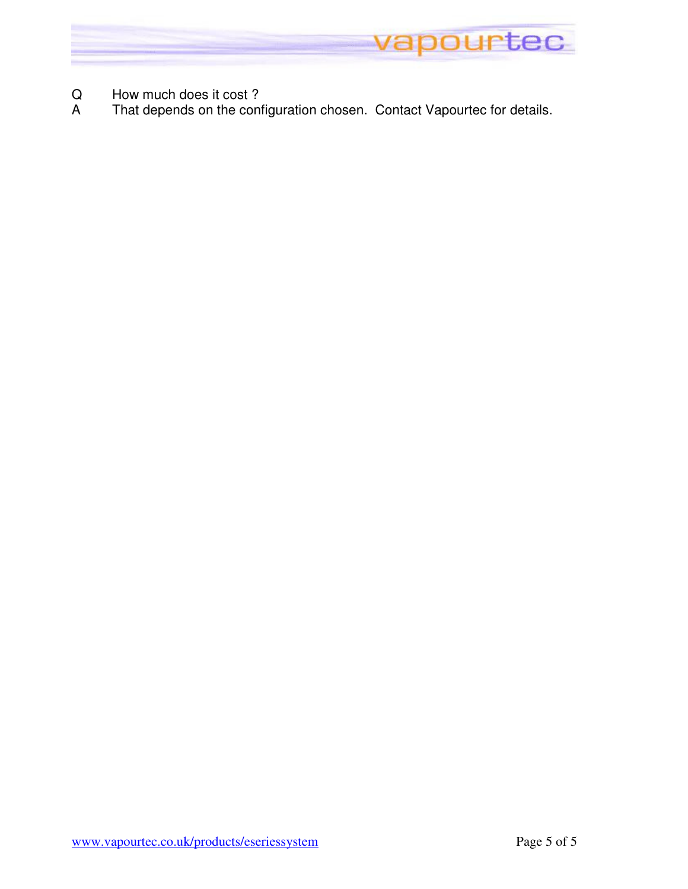Q How much does it cost ?
A That depends on the configuration chosen. Contact Vapourtec for details.